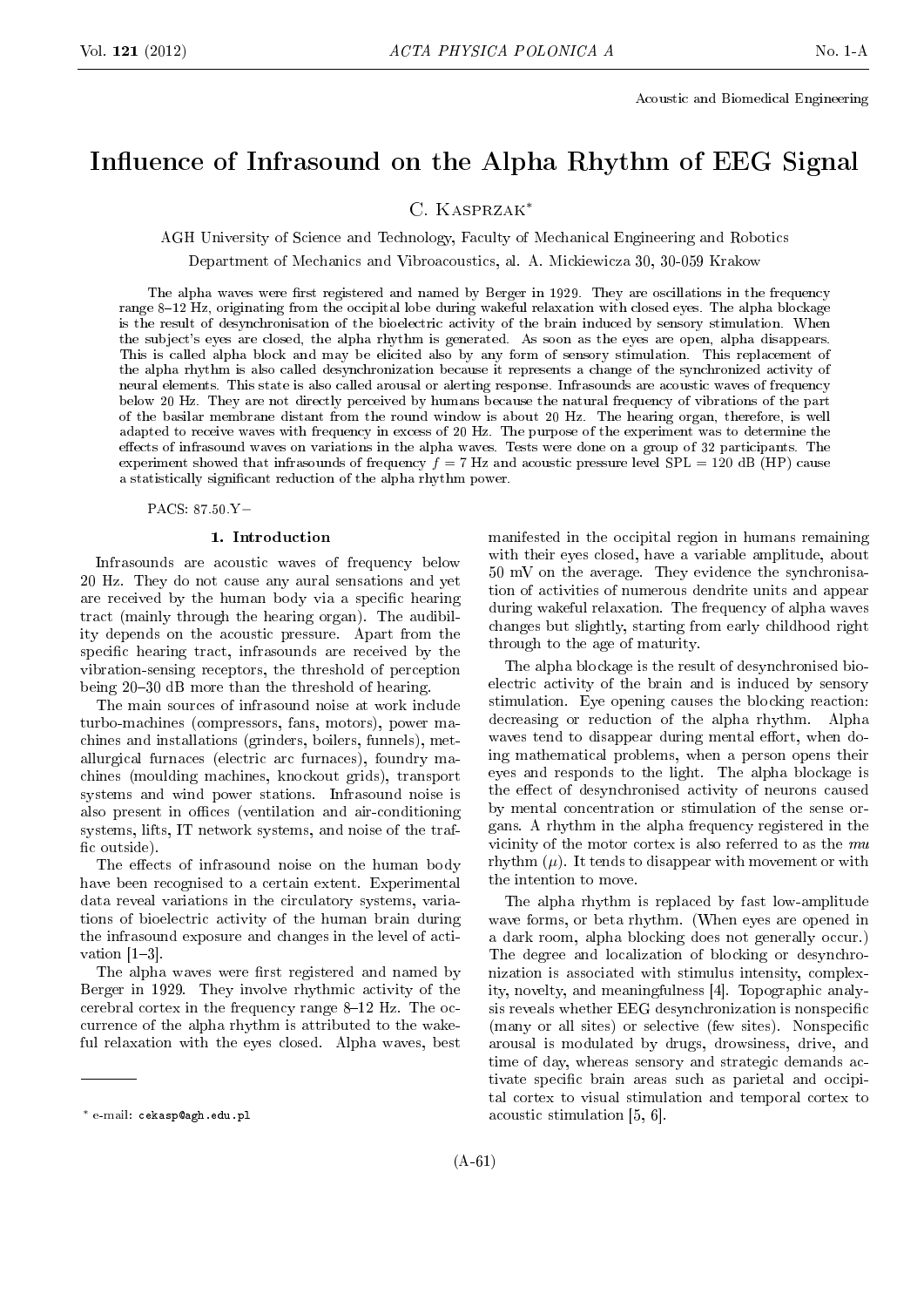Acoustic and Biomedical Engineering

# Influence of Infrasound on the Alpha Rhythm of EEG Signal

C. Kasprzak*

AGH University of Science and Technology, Faculty of Mechanical Engineering and Robotics

Department of Mechanics and Vibroacoustics, al. A. Mickiewicza 30, 30-059 Krakow

The alpha waves were first registered and named by Berger in 1929. They are oscillations in the frequency range 8–12 Hz, originating from the occipital lobe during wakeful relaxation with closed eyes. The alpha blockage is the result of desynchronisation of the bioelectric activity of the brain induced by sensory stimulation. When the subject's eyes are closed, the alpha rhythm is generated. As soon as the eyes are open, alpha disappears. This is called alpha block and may be elicited also by any form of sensory stimulation. This replacement of the alpha rhythm is also called desynchronization because it represents a change of the synchronized activity of neural elements. This state is also called arousal or alerting response. Infrasounds are acoustic waves of frequency below 20 Hz. They are not directly perceived by humans because the natural frequency of vibrations of the part of the basilar membrane distant from the round window is about 20 Hz. The hearing organ, therefore, is well adapted to receive waves with frequency in excess of 20 Hz. The purpose of the experiment was to determine the effects of infrasound waves on variations in the alpha waves. Tests were done on a group of 32 participants. The experiment showed that infrasounds of frequency $f = 7$ Hz and acoustic pressure level SPL = 120 dB (HP) cause a statistically significant reduction of the alpha rhythm power.

PACS: 87.50.Y−

## 1. Introduction

Infrasounds are acoustic waves of frequency below 20 Hz. They do not cause any aural sensations and yet are received by the human body via a specific hearing tract (mainly through the hearing organ). The audibility depends on the acoustic pressure. Apart from the specific hearing tract, infrasounds are received by the vibration-sensing receptors, the threshold of perception being 20–30 dB more than the threshold of hearing.

The main sources of infrasound noise at work include turbo-machines (compressors, fans, motors), power machines and installations (grinders, boilers, funnels), metallurgical furnaces (electric arc furnaces), foundry machines (moulding machines, knockout grids), transport systems and wind power stations. Infrasound noise is also present in offices (ventilation and air-conditioning systems, lifts, IT network systems, and noise of the traffic outside).

The effects of infrasound noise on the human body have been recognised to a certain extent. Experimental data reveal variations in the circulatory systems, variations of bioelectric activity of the human brain during the infrasound exposure and changes in the level of activation [1–3].

The alpha waves were first registered and named by Berger in 1929. They involve rhythmic activity of the cerebral cortex in the frequency range 8–12 Hz. The occurrence of the alpha rhythm is attributed to the wakeful relaxation with the eyes closed. Alpha waves, best manifested in the occipital region in humans remaining with their eyes closed, have a variable amplitude, about 50 mV on the average. They evidence the synchronisation of activities of numerous dendrite units and appear during wakeful relaxation. The frequency of alpha waves changes but slightly, starting from early childhood right through to the age of maturity.

The alpha blockage is the result of desynchronised bioelectric activity of the brain and is induced by sensory stimulation. Eye opening causes the blocking reaction: decreasing or reduction of the alpha rhythm. Alpha waves tend to disappear during mental effort, when doing mathematical problems, when a person opens their eyes and responds to the light. The alpha blockage is the effect of desynchronised activity of neurons caused by mental concentration or stimulation of the sense organs. A rhythm in the alpha frequency registered in the vicinity of the motor cortex is also referred to as the *mu* rhythm ($\mu$). It tends to disappear with movement or with the intention to move.

The alpha rhythm is replaced by fast low-amplitude wave forms, or beta rhythm. (When eyes are opened in a dark room, alpha blocking does not generally occur.) The degree and localization of blocking or desynchronization is associated with stimulus intensity, complexity, novelty, and meaningfulness [4]. Topographic analysis reveals whether EEG desynchronization is nonspecific (many or all sites) or selective (few sites). Nonspecific arousal is modulated by drugs, drowsiness, drive, and time of day, whereas sensory and strategic demands activate specific brain areas such as parietal and occipital cortex to visual stimulation and temporal cortex to acoustic stimulation [5, 6].

* e-mail: cekasp@agh.edu.pl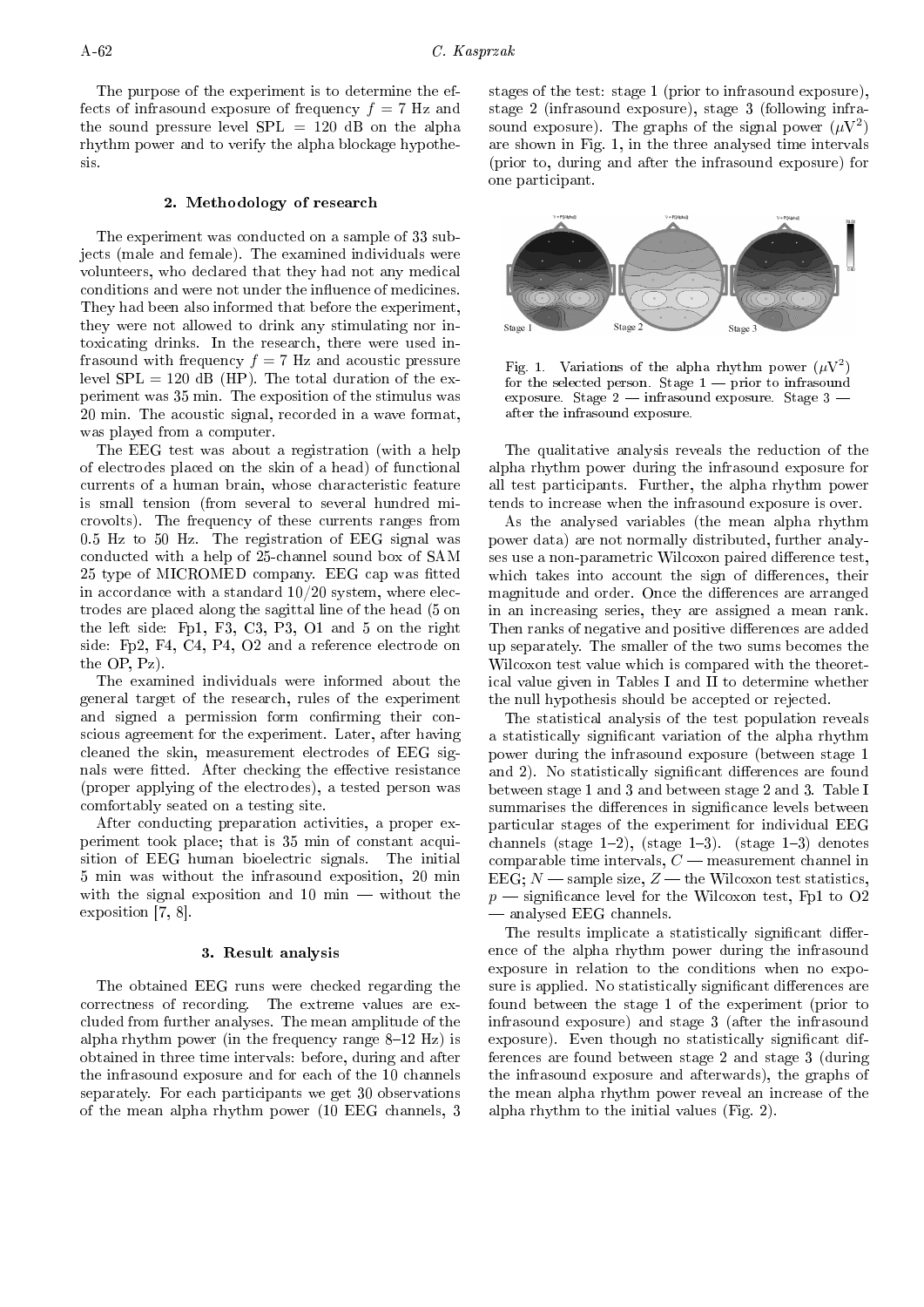The purpose of the experiment is to determine the effects of infrasound exposure of frequency $f = 7$ Hz and the sound pressure level SPL = 120 dB on the alpha rhythm power and to verify the alpha blockage hypothesis.

## 2. Methodology of research

The experiment was conducted on a sample of 33 subjects (male and female). The examined individuals were volunteers, who declared that they had not any medical conditions and were not under the influence of medicines. They had been also informed that before the experiment, they were not allowed to drink any stimulating nor intoxicating drinks. In the research, there were used infrasound with frequency $f = 7$ Hz and acoustic pressure level SPL = 120 dB (HP). The total duration of the experiment was 35 min. The exposition of the stimulus was 20 min. The acoustic signal, recorded in a wave format, was played from a computer.

The EEG test was about a registration (with a help of electrodes placed on the skin of a head) of functional currents of a human brain, whose characteristic feature is small tension (from several to several hundred microvolts). The frequency of these currents ranges from 0.5 Hz to 50 Hz. The registration of EEG signal was conducted with a help of 25-channel sound box of SAM 25 type of MICROMED company. EEG cap was fitted in accordance with a standard 10/20 system, where electrodes are placed along the sagittal line of the head (5 on the left side: Fp1, F3, C3, P3, O1 and 5 on the right side: Fp2, F4, C4, P4, O2 and a reference electrode on the OP, Pz).

The examined individuals were informed about the general target of the research, rules of the experiment and signed a permission form confirming their conscious agreement for the experiment. Later, after having cleaned the skin, measurement electrodes of EEG signals were fitted. After checking the effective resistance (proper applying of the electrodes), a tested person was comfortably seated on a testing site.

After conducting preparation activities, a proper experiment took place; that is 35 min of constant acquisition of EEG human bioelectric signals. The initial 5 min was without the infrasound exposition, 20 min with the signal exposition and 10 min — without the exposition [7, 8].

## 3. Result analysis

The obtained EEG runs were checked regarding the correctness of recording. The extreme values are excluded from further analyses. The mean amplitude of the alpha rhythm power (in the frequency range 8–12 Hz) is obtained in three time intervals: before, during and after the infrasound exposure and for each of the 10 channels separately. For each participants we get 30 observations of the mean alpha rhythm power (10 EEG channels, 3 stages of the test: stage 1 (prior to infrasound exposure), stage 2 (infrasound exposure), stage 3 (following infrasound exposure). The graphs of the signal power ($\mu V^2$) are shown in Fig. 1, in the three analysed time intervals (prior to, during and after the infrasound exposure) for one participant.

Fig. 1. Variations of the alpha rhythm power ($\mu V^2$) for the selected person. Stage 1 — prior to infrasound exposure. Stage 2 — infrasound exposure. Stage 3 — after the infrasound exposure.

The qualitative analysis reveals the reduction of the alpha rhythm power during the infrasound exposure for all test participants. Further, the alpha rhythm power tends to increase when the infrasound exposure is over.

As the analysed variables (the mean alpha rhythm power data) are not normally distributed, further analyses use a non-parametric Wilcoxon paired difference test, which takes into account the sign of differences, their magnitude and order. Once the differences are arranged in an increasing series, they are assigned a mean rank. Then ranks of negative and positive differences are added up separately. The smaller of the two sums becomes the Wilcoxon test value which is compared with the theoretical value given in Tables I and II to determine whether the null hypothesis should be accepted or rejected.

The statistical analysis of the test population reveals a statistically significant variation of the alpha rhythm power during the infrasound exposure (between stage 1 and 2). No statistically significant differences are found between stage 1 and 3 and between stage 2 and 3. Table I summarises the differences in significance levels between particular stages of the experiment for individual EEG channels (stage 1–2), (stage 1–3). (stage 1–3) denotes comparable time intervals, $C$ — measurement channel in EEG; $N$ — sample size, $Z$ — the Wilcoxon test statistics, $p$ — significance level for the Wilcoxon test, Fp1 to O2 — analysed EEG channels.

The results implicate a statistically significant difference of the alpha rhythm power during the infrasound exposure in relation to the conditions when no exposure is applied. No statistically significant differences are found between the stage 1 of the experiment (prior to infrasound exposure) and stage 3 (after the infrasound exposure). Even though no statistically significant differences are found between stage 2 and stage 3 (during the infrasound exposure and afterwards), the graphs of the mean alpha rhythm power reveal an increase of the alpha rhythm to the initial values (Fig. 2).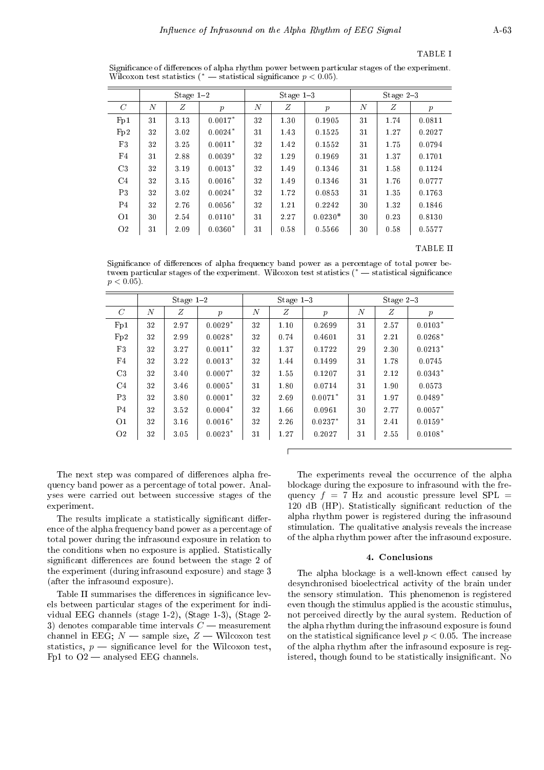TABLE I

Significance of differences of alpha rhythm power between particular stages of the experiment. Wilcoxon test statistics (* — statistical significance $p < 0.05$).

| | Stage 1–2 | | | Stage 1–3 | | | Stage 2–3 | | |
|---|---|---|---|---|---|---|---|---|---|
| $C$ | $N$ | $Z$ | $p$ | $N$ | $Z$ | $p$ | $N$ | $Z$ | $p$ |
| Fp1 | 31 | 3.13 | 0.0017* | 32 | 1.30 | 0.1905 | 31 | 1.74 | 0.0811 |
| Fp2 | 32 | 3.02 | 0.0024* | 31 | 1.43 | 0.1525 | 31 | 1.27 | 0.2027 |
| F3 | 32 | 3.25 | 0.0011* | 32 | 1.42 | 0.1552 | 31 | 1.75 | 0.0794 |
| F4 | 31 | 2.88 | 0.0039* | 32 | 1.29 | 0.1969 | 31 | 1.37 | 0.1701 |
| C3 | 32 | 3.19 | 0.0013* | 32 | 1.49 | 0.1346 | 31 | 1.58 | 0.1124 |
| C4 | 32 | 3.15 | 0.0016* | 32 | 1.49 | 0.1346 | 31 | 1.76 | 0.0777 |
| P3 | 32 | 3.02 | 0.0024* | 32 | 1.72 | 0.0853 | 31 | 1.35 | 0.1763 |
| P4 | 32 | 2.76 | 0.0056* | 32 | 1.21 | 0.2242 | 30 | 1.32 | 0.1846 |
| O1 | 30 | 2.54 | 0.0110* | 31 | 2.27 | 0.0230* | 30 | 0.23 | 0.8130 |
| O2 | 31 | 2.09 | 0.0360* | 31 | 0.58 | 0.5566 | 30 | 0.58 | 0.5577 |

TABLE II

Significance of differences of alpha frequency band power as a percentage of total power between particular stages of the experiment. Wilcoxon test statistics (* — statistical significance $p < 0.05$).

| | Stage 1–2 | | | Stage 1–3 | | | Stage 2–3 | | |
|---|---|---|---|---|---|---|---|---|---|
| $C$ | $N$ | $Z$ | $p$ | $N$ | $Z$ | $p$ | $N$ | $Z$ | $p$ |
| Fp1 | 32 | 2.97 | 0.0029* | 32 | 1.10 | 0.2699 | 31 | 2.57 | 0.0103* |
| Fp2 | 32 | 2.99 | 0.0028* | 32 | 0.74 | 0.4601 | 31 | 2.21 | 0.0268* |
| F3 | 32 | 3.27 | 0.0011* | 32 | 1.37 | 0.1722 | 29 | 2.30 | 0.0213* |
| F4 | 32 | 3.22 | 0.0013* | 32 | 1.44 | 0.1499 | 31 | 1.78 | 0.0745 |
| C3 | 32 | 3.40 | 0.0007* | 32 | 1.55 | 0.1207 | 31 | 2.12 | 0.0343* |
| C4 | 32 | 3.46 | 0.0005* | 31 | 1.80 | 0.0714 | 31 | 1.90 | 0.0573 |
| P3 | 32 | 3.80 | 0.0001* | 32 | 2.69 | 0.0071* | 31 | 1.97 | 0.0489* |
| P4 | 32 | 3.52 | 0.0004* | 32 | 1.66 | 0.0961 | 30 | 2.77 | 0.0057* |
| O1 | 32 | 3.16 | 0.0016* | 32 | 2.26 | 0.0237* | 31 | 2.41 | 0.0159* |
| O2 | 32 | 3.05 | 0.0023* | 31 | 1.27 | 0.2027 | 31 | 2.55 | 0.0108* |

The next step was compared of differences alpha frequency band power as a percentage of total power. Analyses were carried out between successive stages of the experiment.

The results implicate a statistically significant difference of the alpha frequency band power as a percentage of total power during the infrasound exposure in relation to the conditions when no exposure is applied. Statistically significant differences are found between the stage 2 of the experiment (during infrasound exposure) and stage 3 (after the infrasound exposure).

Table II summarises the differences in significance levels between particular stages of the experiment for individual EEG channels (stage 1-2), (Stage 1-3), (Stage 2-3) denotes comparable time intervals $C$ — measurement channel in EEG; $N$ — sample size, $Z$ — Wilcoxon test statistics, $p$ — significance level for the Wilcoxon test, Fp1 to O2 — analysed EEG channels.

The experiments reveal the occurrence of the alpha blockage during the exposure to infrasound with the frequency $f = 7$ Hz and acoustic pressure level SPL $=$ 120 dB (HP). Statistically significant reduction of the alpha rhythm power is registered during the infrasound stimulation. The qualitative analysis reveals the increase of the alpha rhythm power after the infrasound exposure.

## 4. Conclusions

The alpha blockage is a well-known effect caused by desynchronised bioelectrical activity of the brain under the sensory stimulation. This phenomenon is registered even though the stimulus applied is the acoustic stimulus, not perceived directly by the aural system. Reduction of the alpha rhythm during the infrasound exposure is found on the statistical significance level $p < 0.05$. The increase of the alpha rhythm after the infrasound exposure is registered, though found to be statistically insignificant. No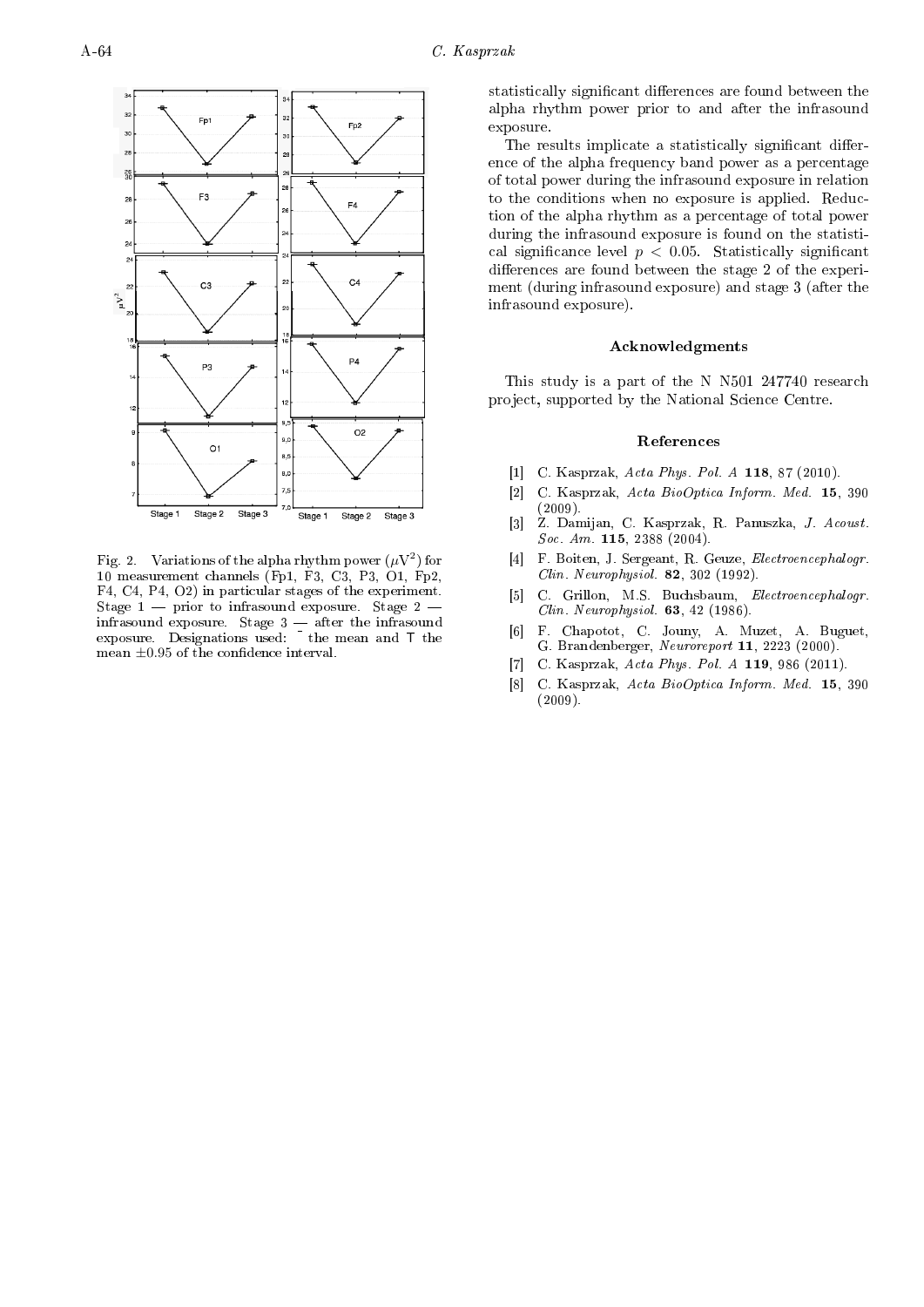34
32
Fp1
30
28
26
30
F3
28
26
24
24
C3
22
$\mu V^2$
20
18
16
P3
14
12
9
O1
8
7
Stage 1 Stage 2 Stage 3

34
Fp2
32
30
28
26
28
F4
26
24
24
C4
22
20
18
16
P4
14
12
9,5
O2
9,0
8,5
8,0
7,5
7,0
Stage 1 Stage 2 Stage 3

Fig. 2. Variations of the alpha rhythm power ($\mu V^2$) for 10 measurement channels (Fp1, F3, C3, P3, O1, Fp2, F4, C4, P4, O2) in particular stages of the experiment. Stage 1 — prior to infrasound exposure. Stage 2 — infrasound exposure. Stage 3 — after the infrasound exposure. Designations used: ¯ the mean and T the mean ±0.95 of the confidence interval.

statistically significant differences are found between the alpha rhythm power prior to and after the infrasound exposure.

The results implicate a statistically significant difference of the alpha frequency band power as a percentage of total power during the infrasound exposure in relation to the conditions when no exposure is applied. Reduction of the alpha rhythm as a percentage of total power during the infrasound exposure is found on the statistical significance level $p < 0.05$. Statistically significant differences are found between the stage 2 of the experiment (during infrasound exposure) and stage 3 (after the infrasound exposure).

## Acknowledgments

This study is a part of the N N501 247740 research project, supported by the National Science Centre.

## References

[1] C. Kasprzak, *Acta Phys. Pol. A* **118**, 87 (2010).

[2] C. Kasprzak, *Acta BioOptica Inform. Med.* **15**, 390 (2009).

[3] Z. Damijan, C. Kasprzak, R. Panuszka, *J. Acoust. Soc. Am.* **115**, 2388 (2004).

[4] F. Boiten, J. Sergeant, R. Geuze, *Electroencephalogr. Clin. Neurophysiol.* **82**, 302 (1992).

[5] C. Grillon, M.S. Buchsbaum, *Electroencephalogr. Clin. Neurophysiol.* **63**, 42 (1986).

[6] F. Chapotot, C. Jouny, A. Muzet, A. Buguet, G. Brandenberger, *Neuroreport* **11**, 2223 (2000).

[7] C. Kasprzak, *Acta Phys. Pol. A* **119**, 986 (2011).

[8] C. Kasprzak, *Acta BioOptica Inform. Med.* **15**, 390 (2009).